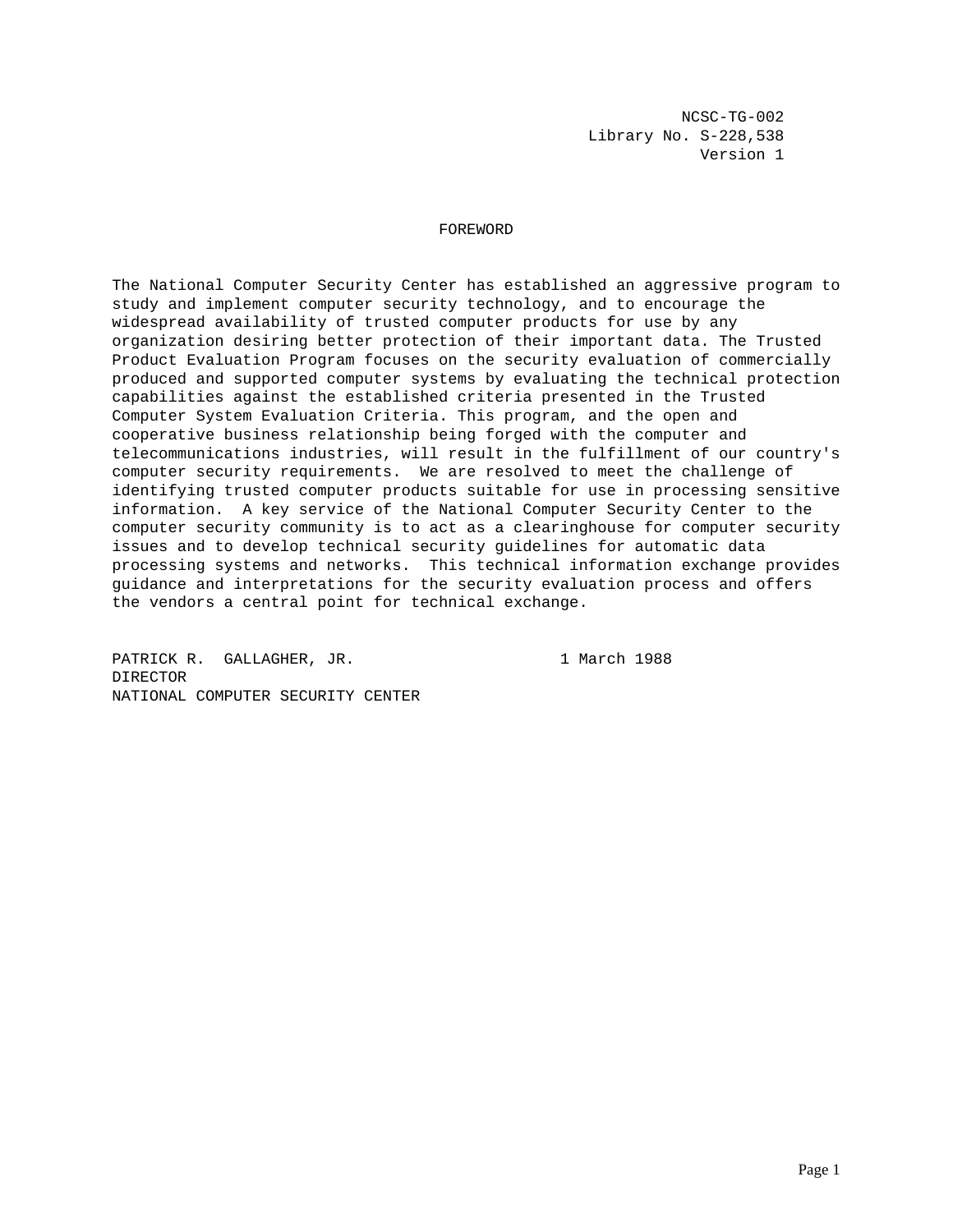NCSC-TG-002
Library No. S-228,538
Version 1

# FOREWORD

The National Computer Security Center has established an aggressive program to study and implement computer security technology, and to encourage the widespread availability of trusted computer products for use by any organization desiring better protection of their important data. The Trusted Product Evaluation Program focuses on the security evaluation of commercially produced and supported computer systems by evaluating the technical protection capabilities against the established criteria presented in the Trusted Computer System Evaluation Criteria. This program, and the open and cooperative business relationship being forged with the computer and telecommunications industries, will result in the fulfillment of our country's computer security requirements. We are resolved to meet the challenge of identifying trusted computer products suitable for use in processing sensitive information. A key service of the National Computer Security Center to the computer security community is to act as a clearinghouse for computer security issues and to develop technical security guidelines for automatic data processing systems and networks. This technical information exchange provides guidance and interpretations for the security evaluation process and offers the vendors a central point for technical exchange.

PATRICK R. GALLAGHER, JR. 1 March 1988
DIRECTOR
NATIONAL COMPUTER SECURITY CENTER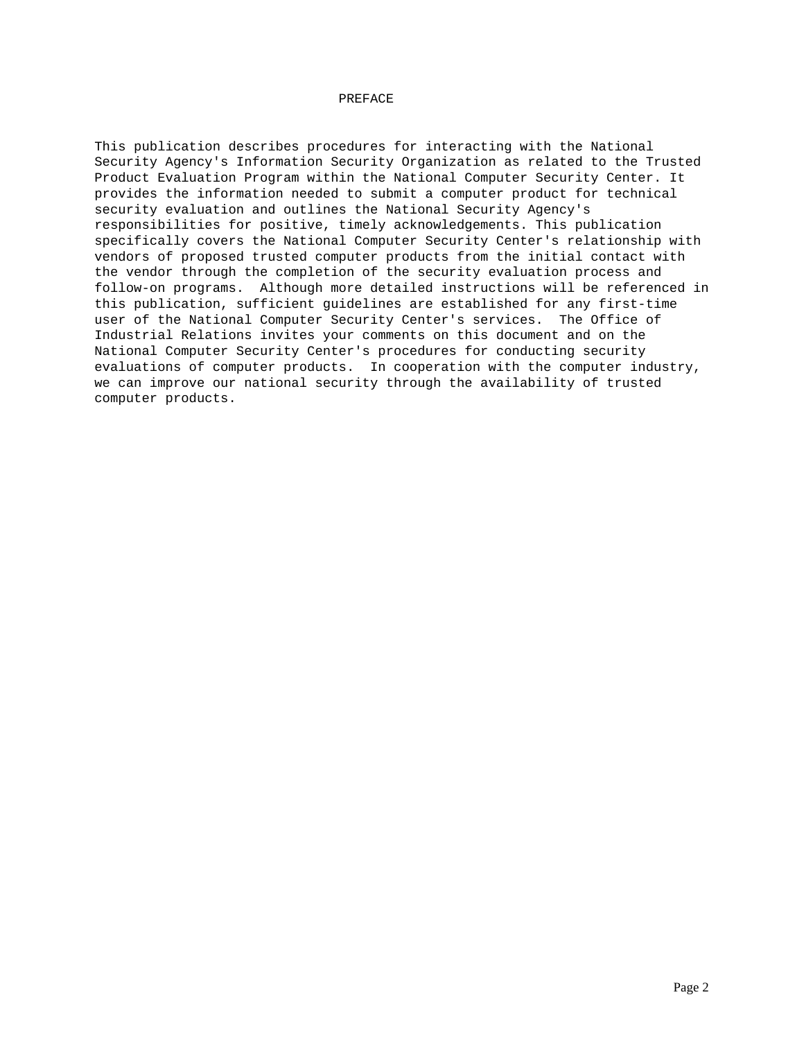# PREFACE

This publication describes procedures for interacting with the National Security Agency's Information Security Organization as related to the Trusted Product Evaluation Program within the National Computer Security Center. It provides the information needed to submit a computer product for technical security evaluation and outlines the National Security Agency's responsibilities for positive, timely acknowledgements. This publication specifically covers the National Computer Security Center's relationship with vendors of proposed trusted computer products from the initial contact with the vendor through the completion of the security evaluation process and follow-on programs. Although more detailed instructions will be referenced in this publication, sufficient guidelines are established for any first-time user of the National Computer Security Center's services. The Office of Industrial Relations invites your comments on this document and on the National Computer Security Center's procedures for conducting security evaluations of computer products. In cooperation with the computer industry, we can improve our national security through the availability of trusted computer products.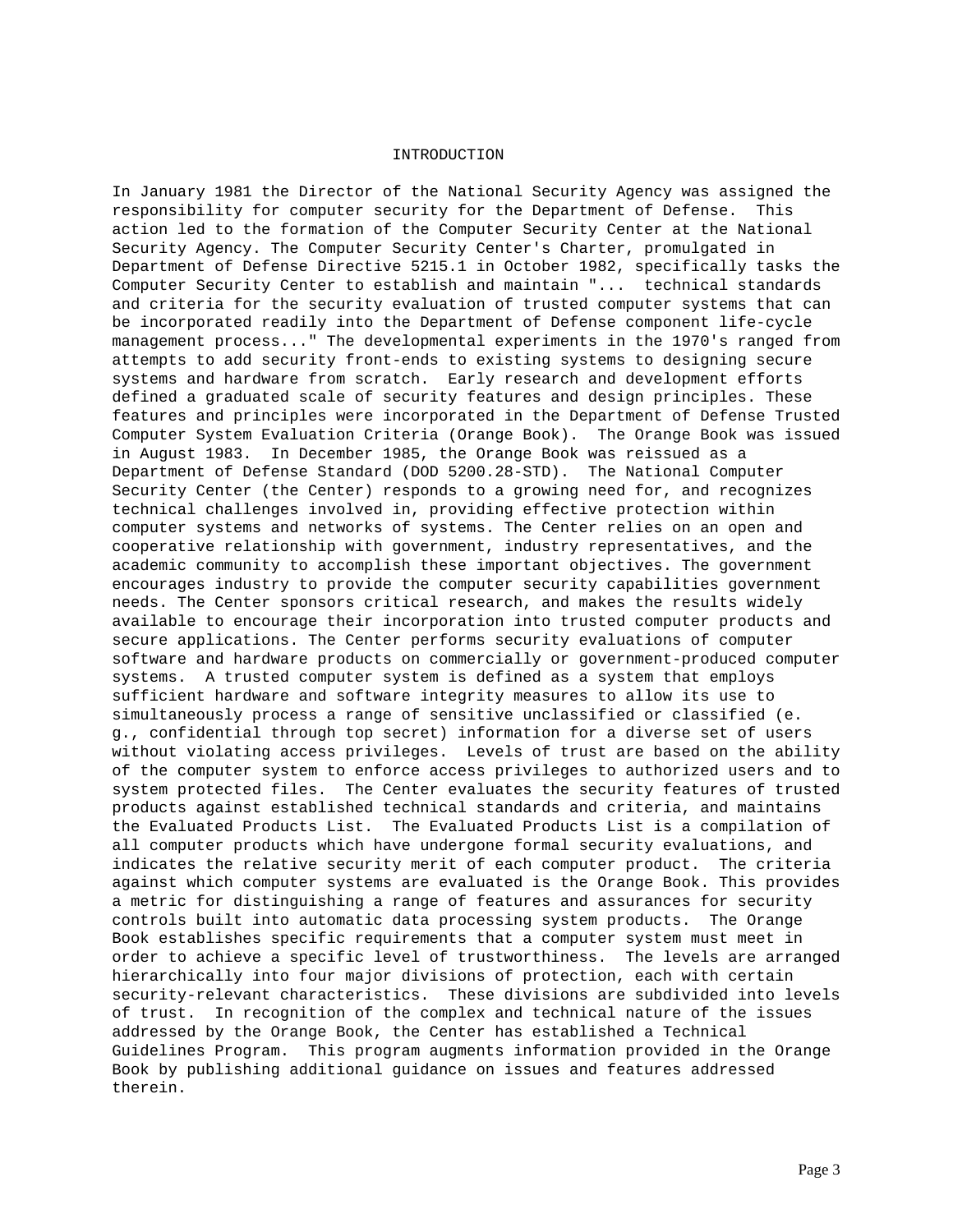# INTRODUCTION

In January 1981 the Director of the National Security Agency was assigned the responsibility for computer security for the Department of Defense. This action led to the formation of the Computer Security Center at the National Security Agency. The Computer Security Center's Charter, promulgated in Department of Defense Directive 5215.1 in October 1982, specifically tasks the Computer Security Center to establish and maintain "... technical standards and criteria for the security evaluation of trusted computer systems that can be incorporated readily into the Department of Defense component life-cycle management process..." The developmental experiments in the 1970's ranged from attempts to add security front-ends to existing systems to designing secure systems and hardware from scratch. Early research and development efforts defined a graduated scale of security features and design principles. These features and principles were incorporated in the Department of Defense Trusted Computer System Evaluation Criteria (Orange Book). The Orange Book was issued in August 1983. In December 1985, the Orange Book was reissued as a Department of Defense Standard (DOD 5200.28-STD). The National Computer Security Center (the Center) responds to a growing need for, and recognizes technical challenges involved in, providing effective protection within computer systems and networks of systems. The Center relies on an open and cooperative relationship with government, industry representatives, and the academic community to accomplish these important objectives. The government encourages industry to provide the computer security capabilities government needs. The Center sponsors critical research, and makes the results widely available to encourage their incorporation into trusted computer products and secure applications. The Center performs security evaluations of computer software and hardware products on commercially or government-produced computer systems. A trusted computer system is defined as a system that employs sufficient hardware and software integrity measures to allow its use to simultaneously process a range of sensitive unclassified or classified (e. g., confidential through top secret) information for a diverse set of users without violating access privileges. Levels of trust are based on the ability of the computer system to enforce access privileges to authorized users and to system protected files. The Center evaluates the security features of trusted products against established technical standards and criteria, and maintains the Evaluated Products List. The Evaluated Products List is a compilation of all computer products which have undergone formal security evaluations, and indicates the relative security merit of each computer product. The criteria against which computer systems are evaluated is the Orange Book. This provides a metric for distinguishing a range of features and assurances for security controls built into automatic data processing system products. The Orange Book establishes specific requirements that a computer system must meet in order to achieve a specific level of trustworthiness. The levels are arranged hierarchically into four major divisions of protection, each with certain security-relevant characteristics. These divisions are subdivided into levels of trust. In recognition of the complex and technical nature of the issues addressed by the Orange Book, the Center has established a Technical Guidelines Program. This program augments information provided in the Orange Book by publishing additional guidance on issues and features addressed therein.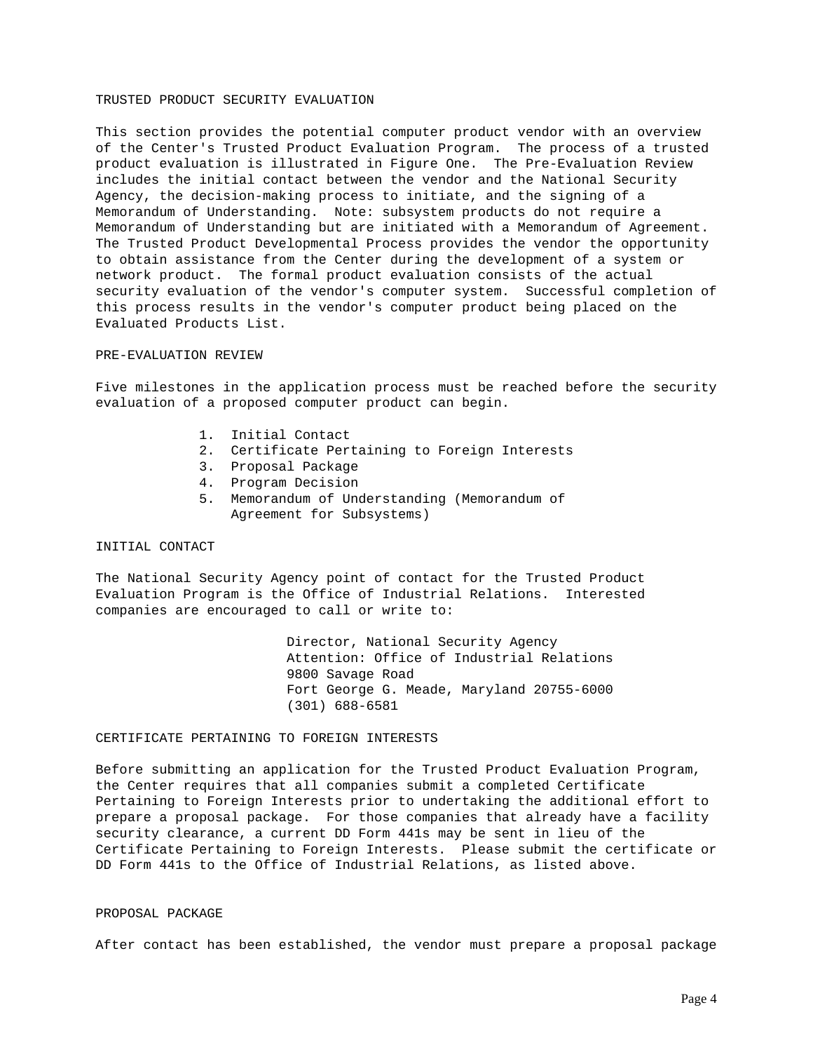## TRUSTED PRODUCT SECURITY EVALUATION

This section provides the potential computer product vendor with an overview of the Center's Trusted Product Evaluation Program. The process of a trusted product evaluation is illustrated in Figure One. The Pre-Evaluation Review includes the initial contact between the vendor and the National Security Agency, the decision-making process to initiate, and the signing of a Memorandum of Understanding. Note: subsystem products do not require a Memorandum of Understanding but are initiated with a Memorandum of Agreement. The Trusted Product Developmental Process provides the vendor the opportunity to obtain assistance from the Center during the development of a system or network product. The formal product evaluation consists of the actual security evaluation of the vendor's computer system. Successful completion of this process results in the vendor's computer product being placed on the Evaluated Products List.

### PRE-EVALUATION REVIEW

Five milestones in the application process must be reached before the security evaluation of a proposed computer product can begin.

1. Initial Contact
2. Certificate Pertaining to Foreign Interests
3. Proposal Package
4. Program Decision
5. Memorandum of Understanding (Memorandum of Agreement for Subsystems)

### INITIAL CONTACT

The National Security Agency point of contact for the Trusted Product Evaluation Program is the Office of Industrial Relations. Interested companies are encouraged to call or write to:

Director, National Security Agency
Attention: Office of Industrial Relations
9800 Savage Road
Fort George G. Meade, Maryland 20755-6000
(301) 688-6581

### CERTIFICATE PERTAINING TO FOREIGN INTERESTS

Before submitting an application for the Trusted Product Evaluation Program, the Center requires that all companies submit a completed Certificate Pertaining to Foreign Interests prior to undertaking the additional effort to prepare a proposal package. For those companies that already have a facility security clearance, a current DD Form 441s may be sent in lieu of the Certificate Pertaining to Foreign Interests. Please submit the certificate or DD Form 441s to the Office of Industrial Relations, as listed above.

### PROPOSAL PACKAGE

After contact has been established, the vendor must prepare a proposal package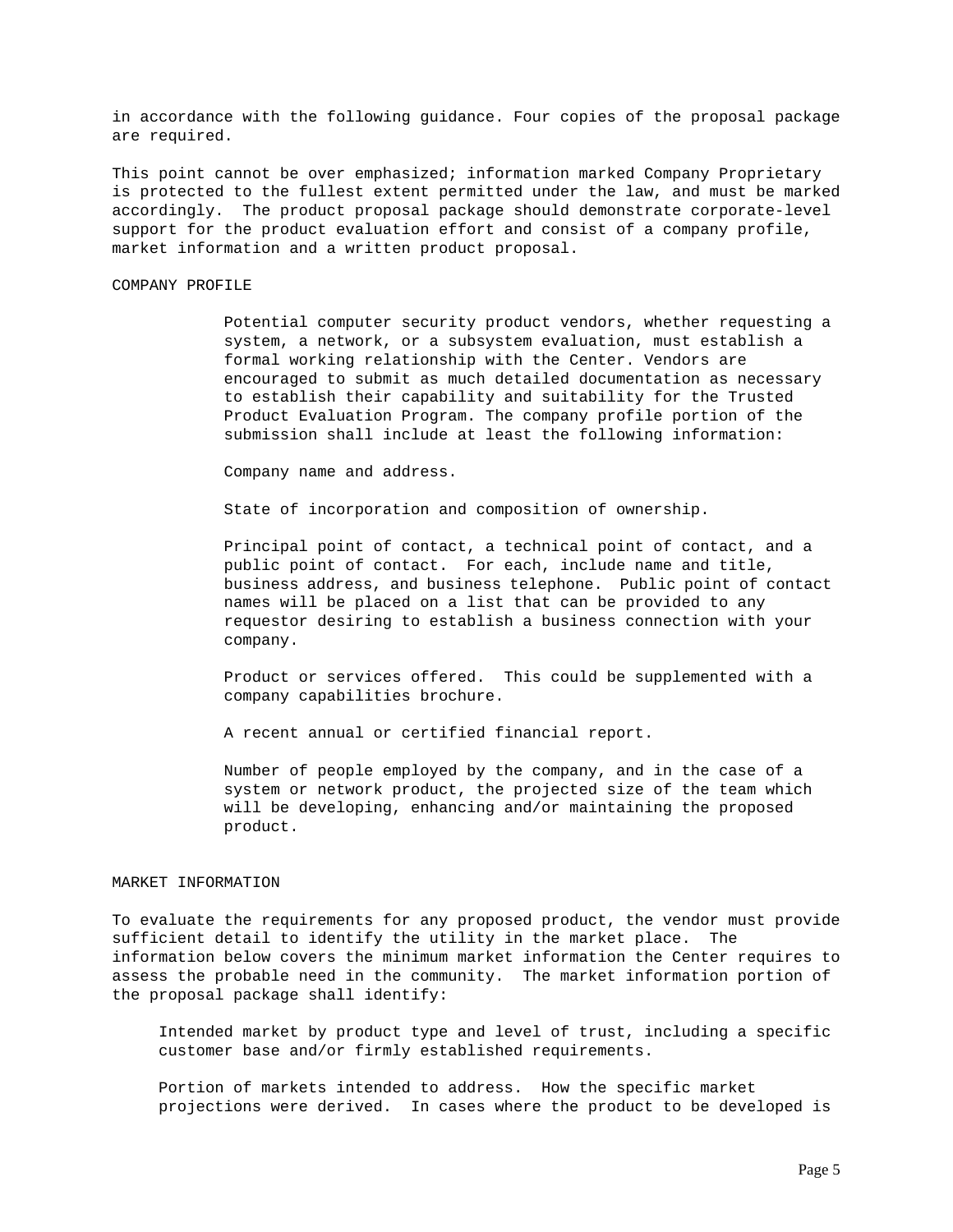in accordance with the following guidance. Four copies of the proposal package are required.

This point cannot be over emphasized; information marked Company Proprietary is protected to the fullest extent permitted under the law, and must be marked accordingly. The product proposal package should demonstrate corporate-level support for the product evaluation effort and consist of a company profile, market information and a written product proposal.

## COMPANY PROFILE

Potential computer security product vendors, whether requesting a system, a network, or a subsystem evaluation, must establish a formal working relationship with the Center. Vendors are encouraged to submit as much detailed documentation as necessary to establish their capability and suitability for the Trusted Product Evaluation Program. The company profile portion of the submission shall include at least the following information:

Company name and address.

State of incorporation and composition of ownership.

Principal point of contact, a technical point of contact, and a public point of contact. For each, include name and title, business address, and business telephone. Public point of contact names will be placed on a list that can be provided to any requestor desiring to establish a business connection with your company.

Product or services offered. This could be supplemented with a company capabilities brochure.

A recent annual or certified financial report.

Number of people employed by the company, and in the case of a system or network product, the projected size of the team which will be developing, enhancing and/or maintaining the proposed product.

## MARKET INFORMATION

To evaluate the requirements for any proposed product, the vendor must provide sufficient detail to identify the utility in the market place. The information below covers the minimum market information the Center requires to assess the probable need in the community. The market information portion of the proposal package shall identify:

Intended market by product type and level of trust, including a specific customer base and/or firmly established requirements.

Portion of markets intended to address. How the specific market projections were derived. In cases where the product to be developed is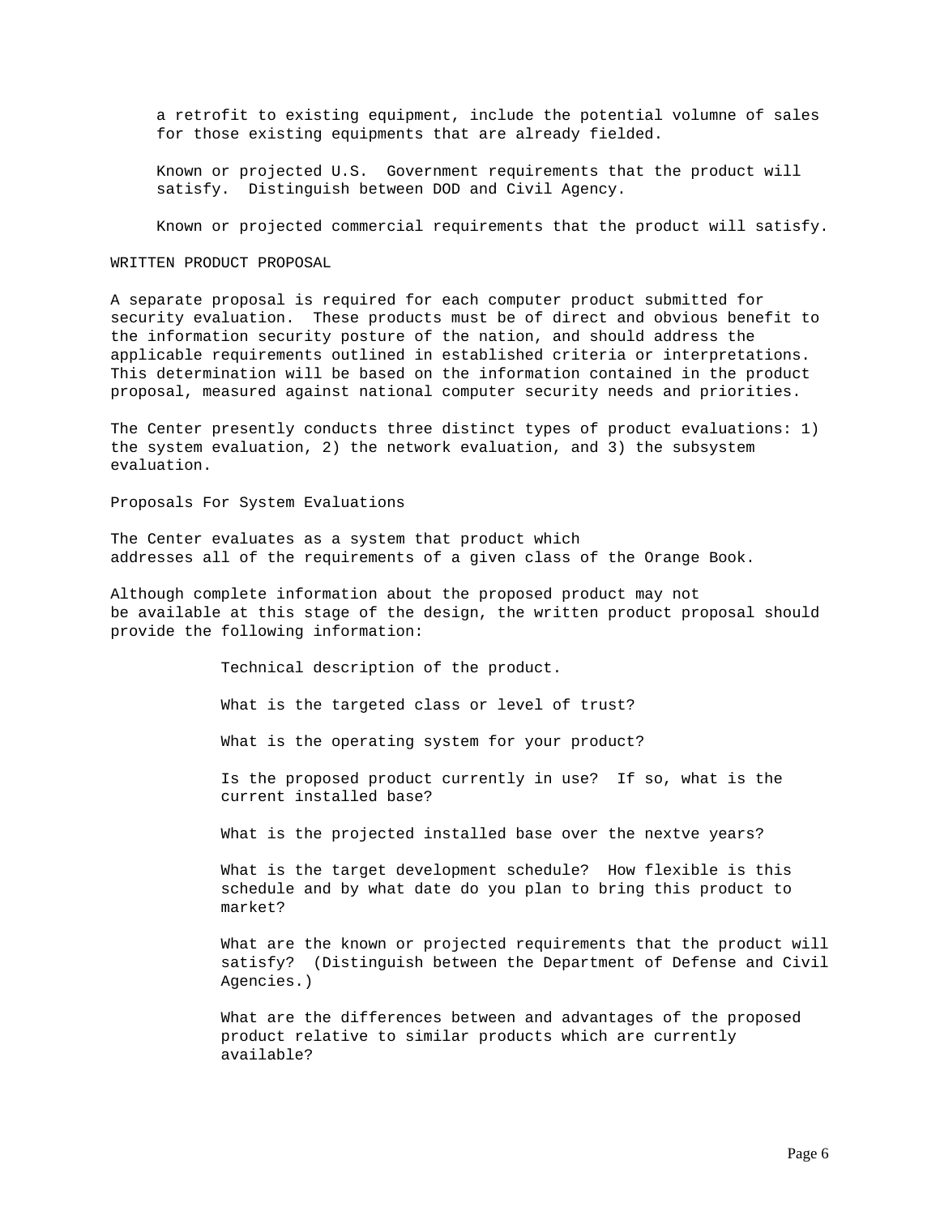a retrofit to existing equipment, include the potential volumne of sales for those existing equipments that are already fielded.

Known or projected U.S. Government requirements that the product will satisfy. Distinguish between DOD and Civil Agency.

Known or projected commercial requirements that the product will satisfy.

## WRITTEN PRODUCT PROPOSAL

A separate proposal is required for each computer product submitted for security evaluation. These products must be of direct and obvious benefit to the information security posture of the nation, and should address the applicable requirements outlined in established criteria or interpretations. This determination will be based on the information contained in the product proposal, measured against national computer security needs and priorities.

The Center presently conducts three distinct types of product evaluations: 1) the system evaluation, 2) the network evaluation, and 3) the subsystem evaluation.

### Proposals For System Evaluations

The Center evaluates as a system that product which addresses all of the requirements of a given class of the Orange Book.

Although complete information about the proposed product may not be available at this stage of the design, the written product proposal should provide the following information:

Technical description of the product.

What is the targeted class or level of trust?

What is the operating system for your product?

Is the proposed product currently in use? If so, what is the current installed base?

What is the projected installed base over the nextve years?

What is the target development schedule? How flexible is this schedule and by what date do you plan to bring this product to market?

What are the known or projected requirements that the product will satisfy? (Distinguish between the Department of Defense and Civil Agencies.)

What are the differences between and advantages of the proposed product relative to similar products which are currently available?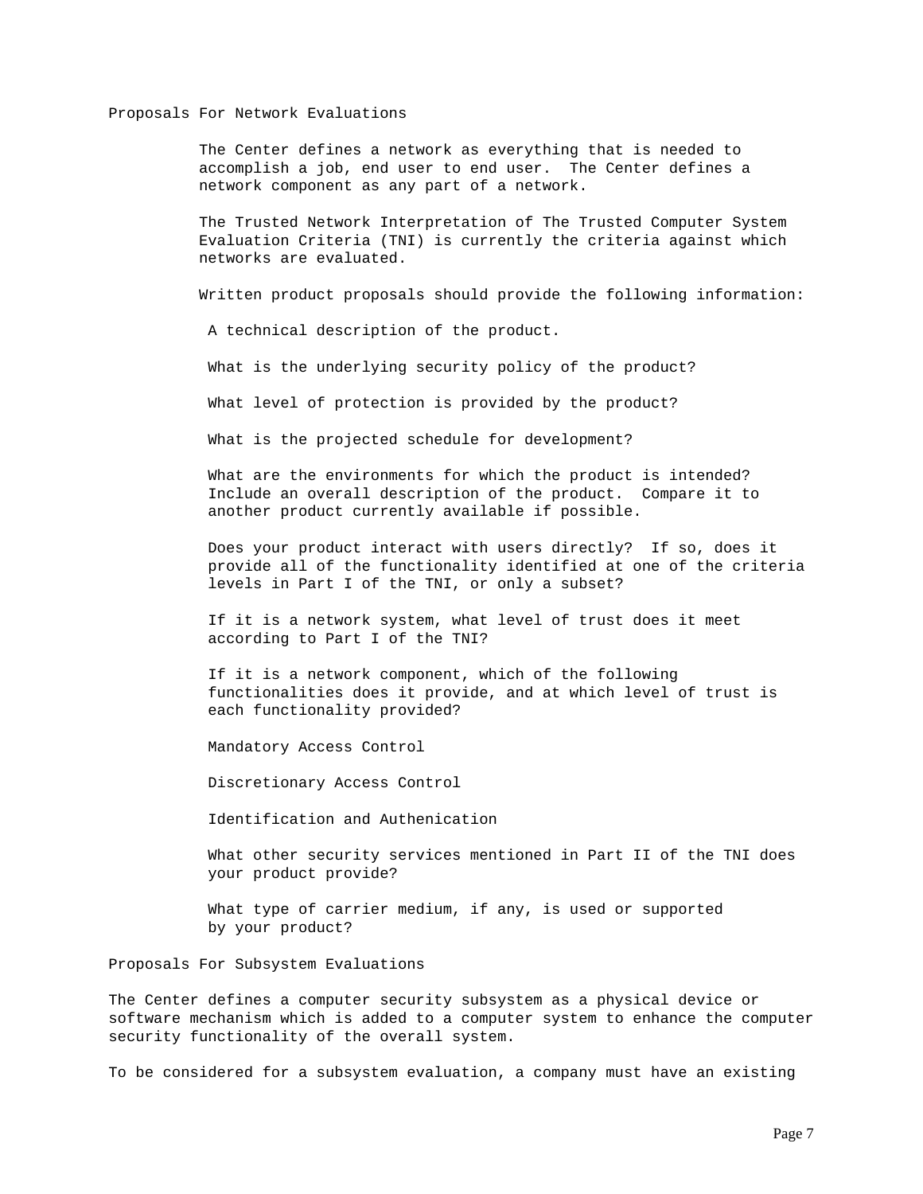## Proposals For Network Evaluations

The Center defines a network as everything that is needed to accomplish a job, end user to end user. The Center defines a network component as any part of a network.

The Trusted Network Interpretation of The Trusted Computer System Evaluation Criteria (TNI) is currently the criteria against which networks are evaluated.

Written product proposals should provide the following information:

A technical description of the product.

What is the underlying security policy of the product?

What level of protection is provided by the product?

What is the projected schedule for development?

What are the environments for which the product is intended? Include an overall description of the product. Compare it to another product currently available if possible.

Does your product interact with users directly? If so, does it provide all of the functionality identified at one of the criteria levels in Part I of the TNI, or only a subset?

If it is a network system, what level of trust does it meet according to Part I of the TNI?

If it is a network component, which of the following functionalities does it provide, and at which level of trust is each functionality provided?

Mandatory Access Control

Discretionary Access Control

Identification and Authenication

What other security services mentioned in Part II of the TNI does your product provide?

What type of carrier medium, if any, is used or supported by your product?

## Proposals For Subsystem Evaluations

The Center defines a computer security subsystem as a physical device or software mechanism which is added to a computer system to enhance the computer security functionality of the overall system.

To be considered for a subsystem evaluation, a company must have an existing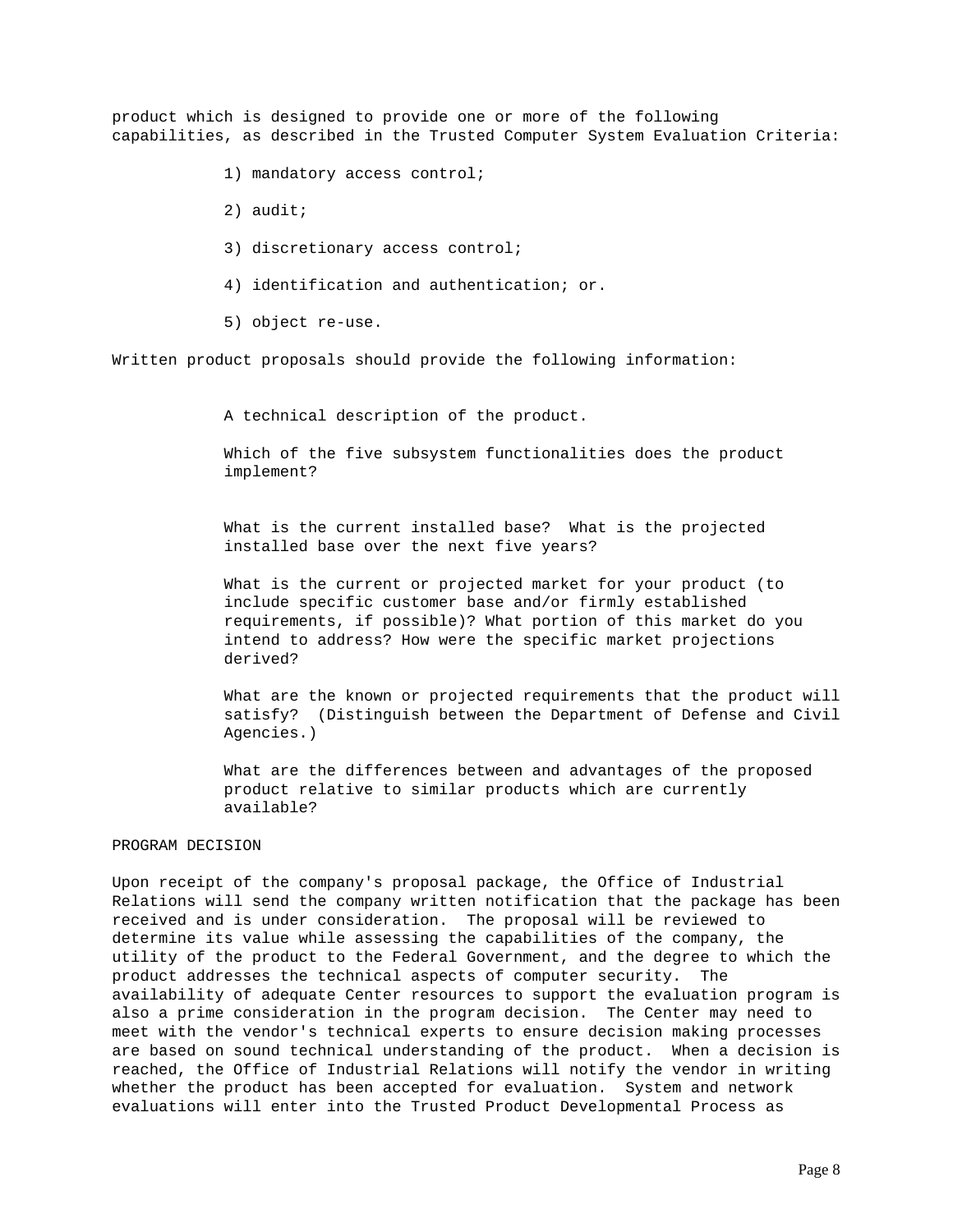product which is designed to provide one or more of the following capabilities, as described in the Trusted Computer System Evaluation Criteria:

1) mandatory access control;

2) audit;

3) discretionary access control;

4) identification and authentication; or.

5) object re-use.

Written product proposals should provide the following information:

A technical description of the product.

Which of the five subsystem functionalities does the product implement?

What is the current installed base? What is the projected installed base over the next five years?

What is the current or projected market for your product (to include specific customer base and/or firmly established requirements, if possible)? What portion of this market do you intend to address? How were the specific market projections derived?

What are the known or projected requirements that the product will satisfy? (Distinguish between the Department of Defense and Civil Agencies.)

What are the differences between and advantages of the proposed product relative to similar products which are currently available?

## PROGRAM DECISION

Upon receipt of the company's proposal package, the Office of Industrial Relations will send the company written notification that the package has been received and is under consideration. The proposal will be reviewed to determine its value while assessing the capabilities of the company, the utility of the product to the Federal Government, and the degree to which the product addresses the technical aspects of computer security. The availability of adequate Center resources to support the evaluation program is also a prime consideration in the program decision. The Center may need to meet with the vendor's technical experts to ensure decision making processes are based on sound technical understanding of the product. When a decision is reached, the Office of Industrial Relations will notify the vendor in writing whether the product has been accepted for evaluation. System and network evaluations will enter into the Trusted Product Developmental Process as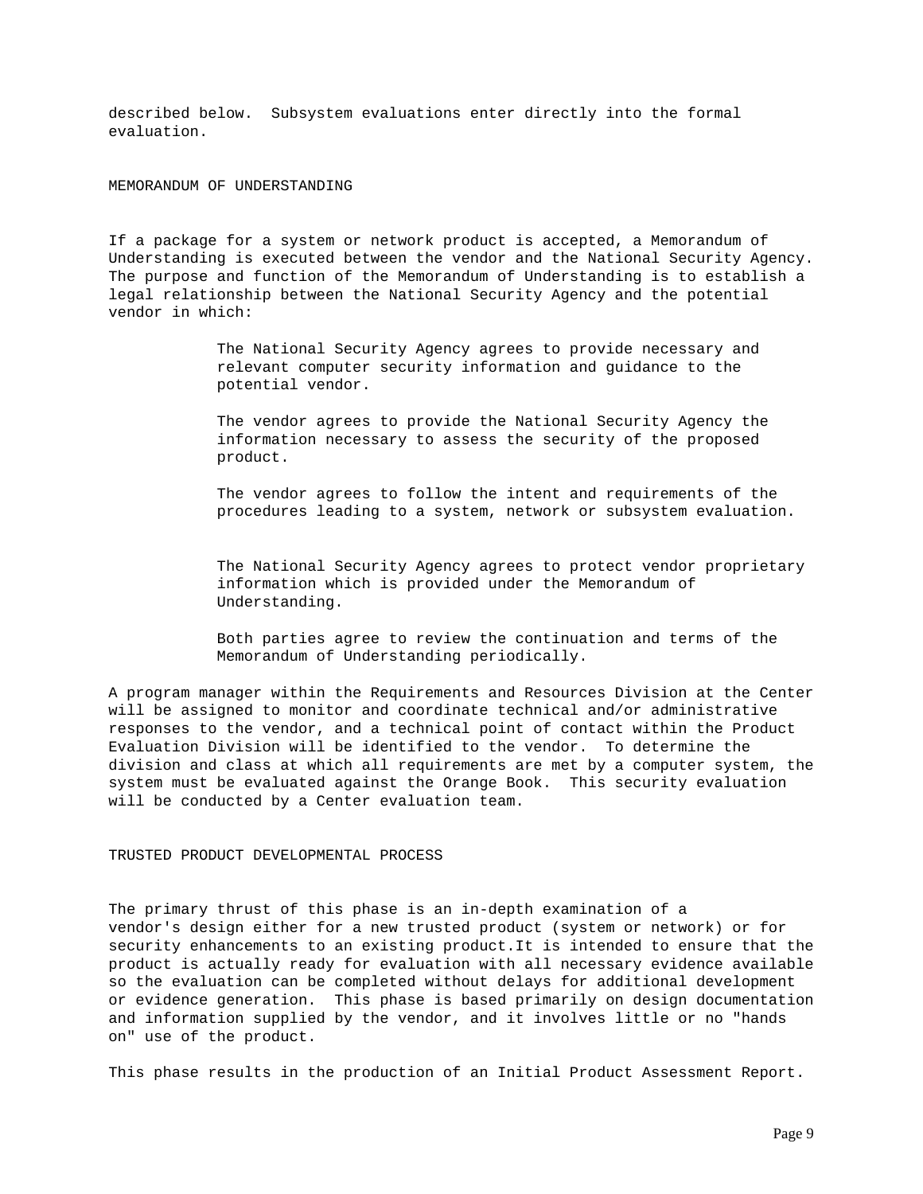described below. Subsystem evaluations enter directly into the formal evaluation.

## MEMORANDUM OF UNDERSTANDING

If a package for a system or network product is accepted, a Memorandum of Understanding is executed between the vendor and the National Security Agency. The purpose and function of the Memorandum of Understanding is to establish a legal relationship between the National Security Agency and the potential vendor in which:

> The National Security Agency agrees to provide necessary and relevant computer security information and guidance to the potential vendor.
>
> The vendor agrees to provide the National Security Agency the information necessary to assess the security of the proposed product.
>
> The vendor agrees to follow the intent and requirements of the procedures leading to a system, network or subsystem evaluation.
>
> The National Security Agency agrees to protect vendor proprietary information which is provided under the Memorandum of Understanding.
>
> Both parties agree to review the continuation and terms of the Memorandum of Understanding periodically.

A program manager within the Requirements and Resources Division at the Center will be assigned to monitor and coordinate technical and/or administrative responses to the vendor, and a technical point of contact within the Product Evaluation Division will be identified to the vendor. To determine the division and class at which all requirements are met by a computer system, the system must be evaluated against the Orange Book. This security evaluation will be conducted by a Center evaluation team.

## TRUSTED PRODUCT DEVELOPMENTAL PROCESS

The primary thrust of this phase is an in-depth examination of a vendor's design either for a new trusted product (system or network) or for security enhancements to an existing product.It is intended to ensure that the product is actually ready for evaluation with all necessary evidence available so the evaluation can be completed without delays for additional development or evidence generation. This phase is based primarily on design documentation and information supplied by the vendor, and it involves little or no "hands on" use of the product.

This phase results in the production of an Initial Product Assessment Report.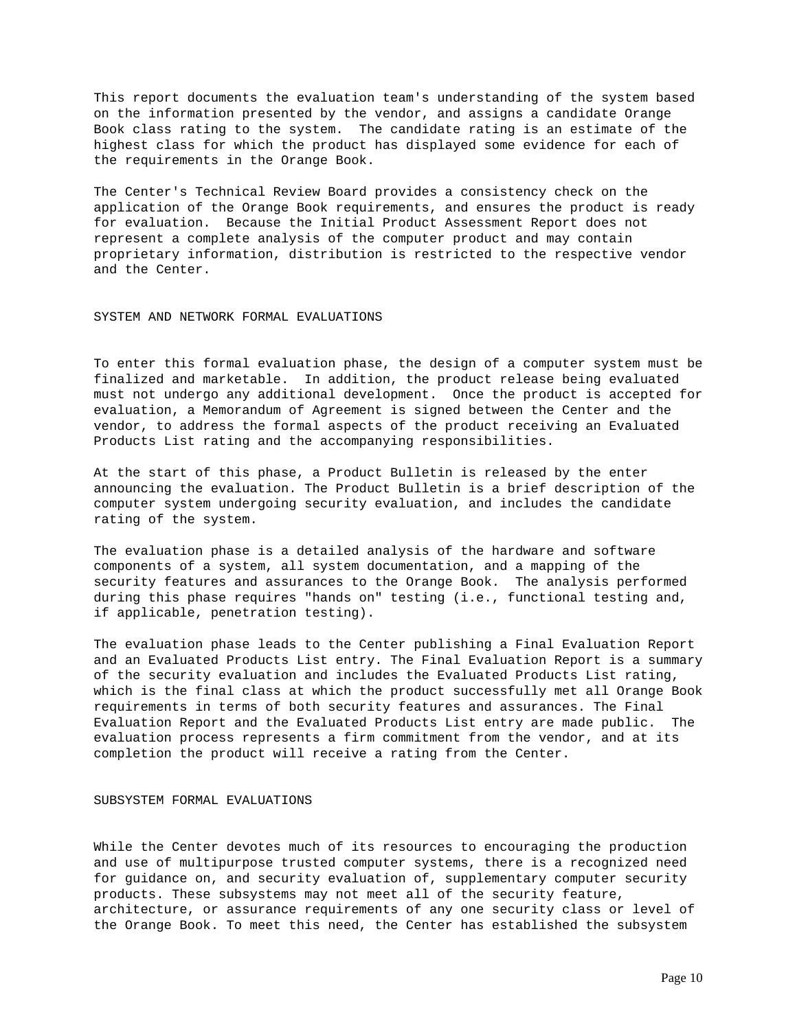This report documents the evaluation team's understanding of the system based on the information presented by the vendor, and assigns a candidate Orange Book class rating to the system. The candidate rating is an estimate of the highest class for which the product has displayed some evidence for each of the requirements in the Orange Book.

The Center's Technical Review Board provides a consistency check on the application of the Orange Book requirements, and ensures the product is ready for evaluation. Because the Initial Product Assessment Report does not represent a complete analysis of the computer product and may contain proprietary information, distribution is restricted to the respective vendor and the Center.

## SYSTEM AND NETWORK FORMAL EVALUATIONS

To enter this formal evaluation phase, the design of a computer system must be finalized and marketable. In addition, the product release being evaluated must not undergo any additional development. Once the product is accepted for evaluation, a Memorandum of Agreement is signed between the Center and the vendor, to address the formal aspects of the product receiving an Evaluated Products List rating and the accompanying responsibilities.

At the start of this phase, a Product Bulletin is released by the enter announcing the evaluation. The Product Bulletin is a brief description of the computer system undergoing security evaluation, and includes the candidate rating of the system.

The evaluation phase is a detailed analysis of the hardware and software components of a system, all system documentation, and a mapping of the security features and assurances to the Orange Book. The analysis performed during this phase requires "hands on" testing (i.e., functional testing and, if applicable, penetration testing).

The evaluation phase leads to the Center publishing a Final Evaluation Report and an Evaluated Products List entry. The Final Evaluation Report is a summary of the security evaluation and includes the Evaluated Products List rating, which is the final class at which the product successfully met all Orange Book requirements in terms of both security features and assurances. The Final Evaluation Report and the Evaluated Products List entry are made public. The evaluation process represents a firm commitment from the vendor, and at its completion the product will receive a rating from the Center.

## SUBSYSTEM FORMAL EVALUATIONS

While the Center devotes much of its resources to encouraging the production and use of multipurpose trusted computer systems, there is a recognized need for guidance on, and security evaluation of, supplementary computer security products. These subsystems may not meet all of the security feature, architecture, or assurance requirements of any one security class or level of the Orange Book. To meet this need, the Center has established the subsystem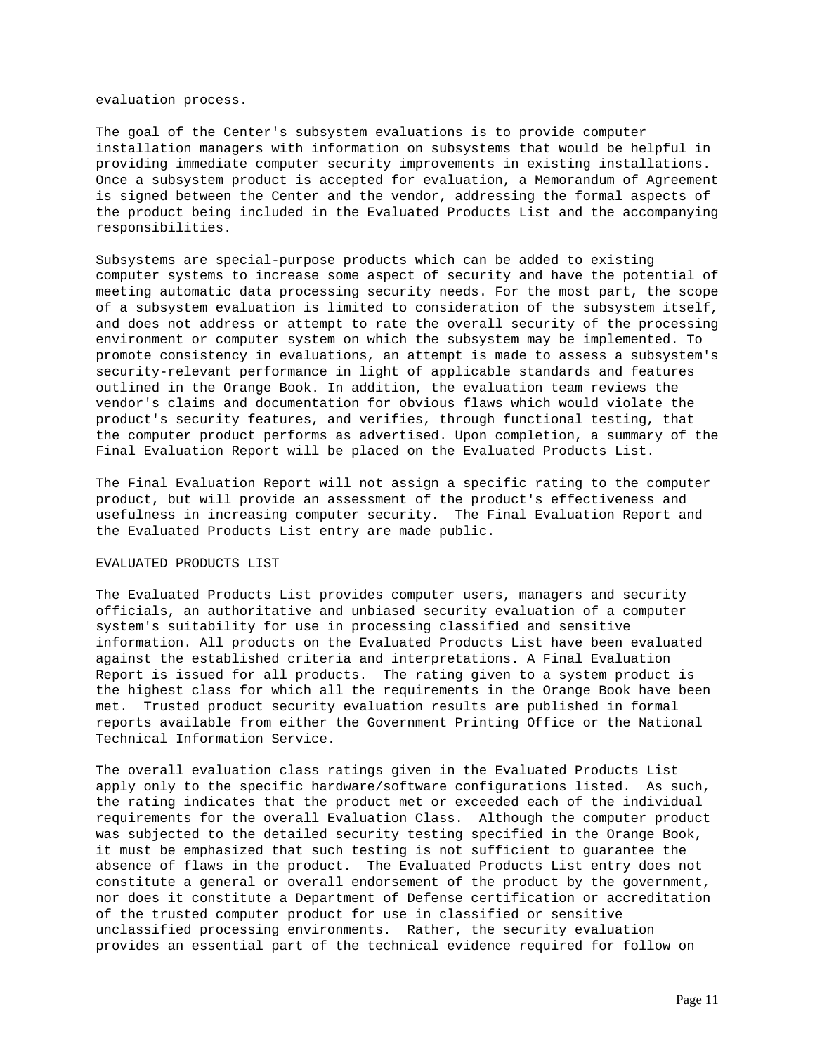evaluation process.

The goal of the Center's subsystem evaluations is to provide computer installation managers with information on subsystems that would be helpful in providing immediate computer security improvements in existing installations. Once a subsystem product is accepted for evaluation, a Memorandum of Agreement is signed between the Center and the vendor, addressing the formal aspects of the product being included in the Evaluated Products List and the accompanying responsibilities.

Subsystems are special-purpose products which can be added to existing computer systems to increase some aspect of security and have the potential of meeting automatic data processing security needs. For the most part, the scope of a subsystem evaluation is limited to consideration of the subsystem itself, and does not address or attempt to rate the overall security of the processing environment or computer system on which the subsystem may be implemented. To promote consistency in evaluations, an attempt is made to assess a subsystem's security-relevant performance in light of applicable standards and features outlined in the Orange Book. In addition, the evaluation team reviews the vendor's claims and documentation for obvious flaws which would violate the product's security features, and verifies, through functional testing, that the computer product performs as advertised. Upon completion, a summary of the Final Evaluation Report will be placed on the Evaluated Products List.

The Final Evaluation Report will not assign a specific rating to the computer product, but will provide an assessment of the product's effectiveness and usefulness in increasing computer security. The Final Evaluation Report and the Evaluated Products List entry are made public.

## EVALUATED PRODUCTS LIST

The Evaluated Products List provides computer users, managers and security officials, an authoritative and unbiased security evaluation of a computer system's suitability for use in processing classified and sensitive information. All products on the Evaluated Products List have been evaluated against the established criteria and interpretations. A Final Evaluation Report is issued for all products. The rating given to a system product is the highest class for which all the requirements in the Orange Book have been met. Trusted product security evaluation results are published in formal reports available from either the Government Printing Office or the National Technical Information Service.

The overall evaluation class ratings given in the Evaluated Products List apply only to the specific hardware/software configurations listed. As such, the rating indicates that the product met or exceeded each of the individual requirements for the overall Evaluation Class. Although the computer product was subjected to the detailed security testing specified in the Orange Book, it must be emphasized that such testing is not sufficient to guarantee the absence of flaws in the product. The Evaluated Products List entry does not constitute a general or overall endorsement of the product by the government, nor does it constitute a Department of Defense certification or accreditation of the trusted computer product for use in classified or sensitive unclassified processing environments. Rather, the security evaluation provides an essential part of the technical evidence required for follow on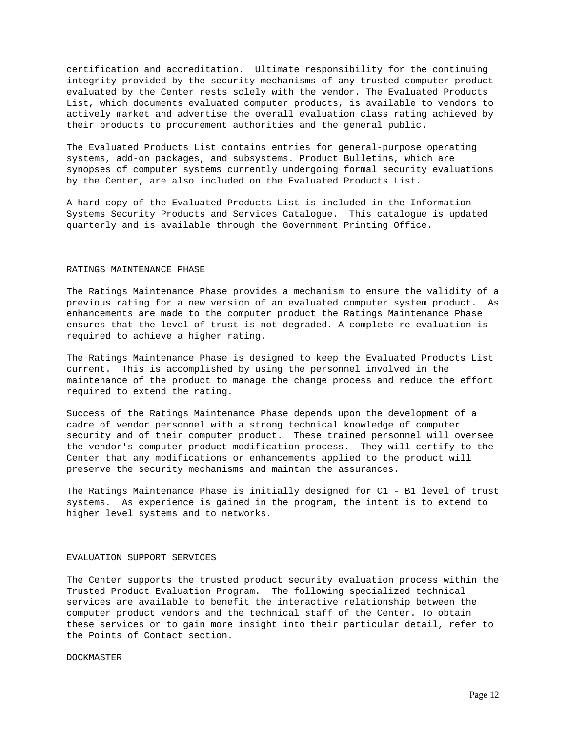certification and accreditation. Ultimate responsibility for the continuing integrity provided by the security mechanisms of any trusted computer product evaluated by the Center rests solely with the vendor. The Evaluated Products List, which documents evaluated computer products, is available to vendors to actively market and advertise the overall evaluation class rating achieved by their products to procurement authorities and the general public.

The Evaluated Products List contains entries for general-purpose operating systems, add-on packages, and subsystems. Product Bulletins, which are synopses of computer systems currently undergoing formal security evaluations by the Center, are also included on the Evaluated Products List.

A hard copy of the Evaluated Products List is included in the Information Systems Security Products and Services Catalogue. This catalogue is updated quarterly and is available through the Government Printing Office.

## RATINGS MAINTENANCE PHASE

The Ratings Maintenance Phase provides a mechanism to ensure the validity of a previous rating for a new version of an evaluated computer system product. As enhancements are made to the computer product the Ratings Maintenance Phase ensures that the level of trust is not degraded. A complete re-evaluation is required to achieve a higher rating.

The Ratings Maintenance Phase is designed to keep the Evaluated Products List current. This is accomplished by using the personnel involved in the maintenance of the product to manage the change process and reduce the effort required to extend the rating.

Success of the Ratings Maintenance Phase depends upon the development of a cadre of vendor personnel with a strong technical knowledge of computer security and of their computer product. These trained personnel will oversee the vendor's computer product modification process. They will certify to the Center that any modifications or enhancements applied to the product will preserve the security mechanisms and maintan the assurances.

The Ratings Maintenance Phase is initially designed for C1 - B1 level of trust systems. As experience is gained in the program, the intent is to extend to higher level systems and to networks.

## EVALUATION SUPPORT SERVICES

The Center supports the trusted product security evaluation process within the Trusted Product Evaluation Program. The following specialized technical services are available to benefit the interactive relationship between the computer product vendors and the technical staff of the Center. To obtain these services or to gain more insight into their particular detail, refer to the Points of Contact section.

### DOCKMASTER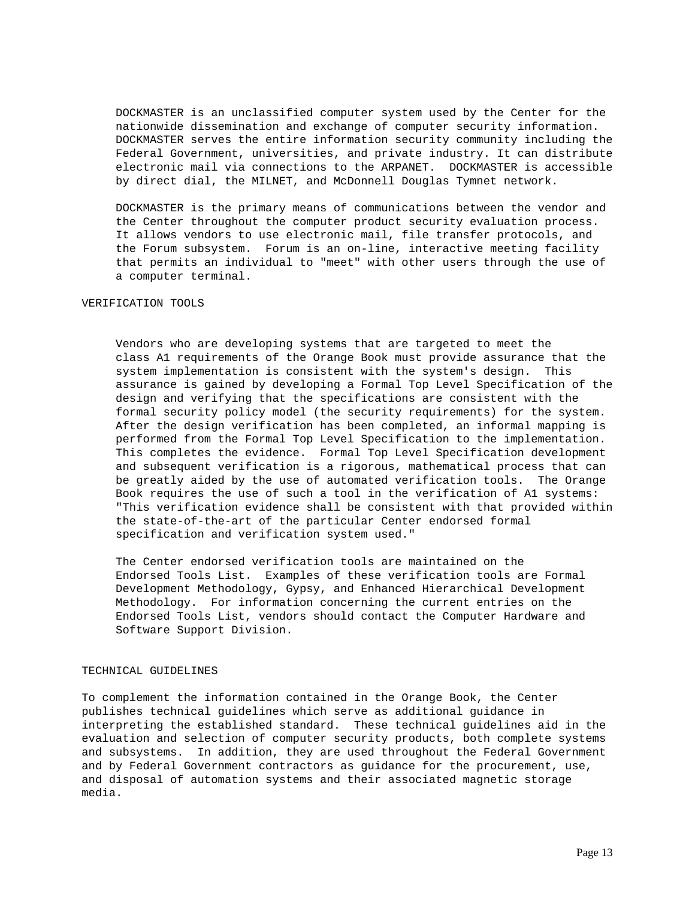DOCKMASTER is an unclassified computer system used by the Center for the nationwide dissemination and exchange of computer security information. DOCKMASTER serves the entire information security community including the Federal Government, universities, and private industry. It can distribute electronic mail via connections to the ARPANET. DOCKMASTER is accessible by direct dial, the MILNET, and McDonnell Douglas Tymnet network.

DOCKMASTER is the primary means of communications between the vendor and the Center throughout the computer product security evaluation process. It allows vendors to use electronic mail, file transfer protocols, and the Forum subsystem. Forum is an on-line, interactive meeting facility that permits an individual to "meet" with other users through the use of a computer terminal.

## VERIFICATION TOOLS

Vendors who are developing systems that are targeted to meet the class A1 requirements of the Orange Book must provide assurance that the system implementation is consistent with the system's design. This assurance is gained by developing a Formal Top Level Specification of the design and verifying that the specifications are consistent with the formal security policy model (the security requirements) for the system. After the design verification has been completed, an informal mapping is performed from the Formal Top Level Specification to the implementation. This completes the evidence. Formal Top Level Specification development and subsequent verification is a rigorous, mathematical process that can be greatly aided by the use of automated verification tools. The Orange Book requires the use of such a tool in the verification of A1 systems: "This verification evidence shall be consistent with that provided within the state-of-the-art of the particular Center endorsed formal specification and verification system used."

The Center endorsed verification tools are maintained on the Endorsed Tools List. Examples of these verification tools are Formal Development Methodology, Gypsy, and Enhanced Hierarchical Development Methodology. For information concerning the current entries on the Endorsed Tools List, vendors should contact the Computer Hardware and Software Support Division.

## TECHNICAL GUIDELINES

To complement the information contained in the Orange Book, the Center publishes technical guidelines which serve as additional guidance in interpreting the established standard. These technical guidelines aid in the evaluation and selection of computer security products, both complete systems and subsystems. In addition, they are used throughout the Federal Government and by Federal Government contractors as guidance for the procurement, use, and disposal of automation systems and their associated magnetic storage media.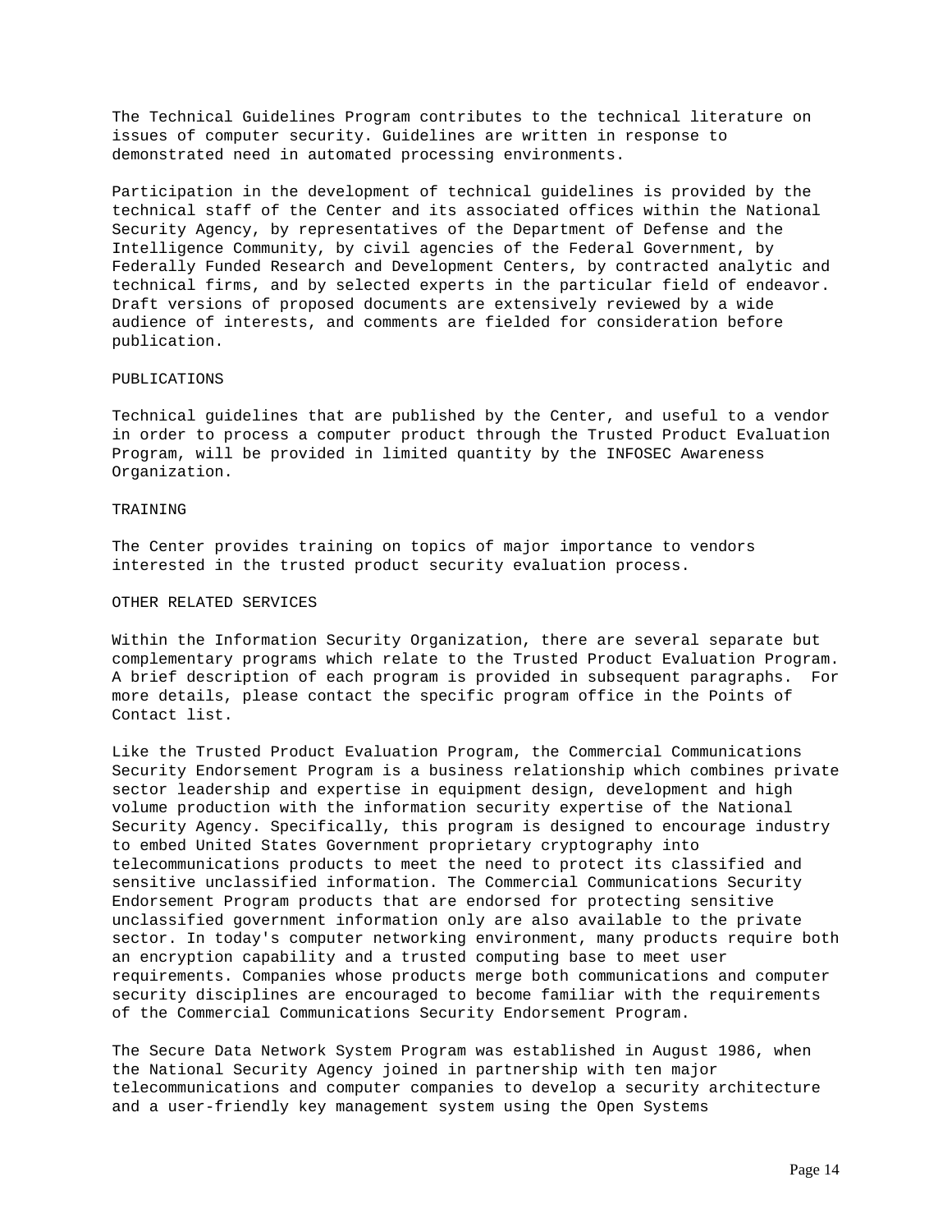The Technical Guidelines Program contributes to the technical literature on issues of computer security. Guidelines are written in response to demonstrated need in automated processing environments.

Participation in the development of technical guidelines is provided by the technical staff of the Center and its associated offices within the National Security Agency, by representatives of the Department of Defense and the Intelligence Community, by civil agencies of the Federal Government, by Federally Funded Research and Development Centers, by contracted analytic and technical firms, and by selected experts in the particular field of endeavor. Draft versions of proposed documents are extensively reviewed by a wide audience of interests, and comments are fielded for consideration before publication.

## PUBLICATIONS

Technical guidelines that are published by the Center, and useful to a vendor in order to process a computer product through the Trusted Product Evaluation Program, will be provided in limited quantity by the INFOSEC Awareness Organization.

## TRAINING

The Center provides training on topics of major importance to vendors interested in the trusted product security evaluation process.

## OTHER RELATED SERVICES

Within the Information Security Organization, there are several separate but complementary programs which relate to the Trusted Product Evaluation Program. A brief description of each program is provided in subsequent paragraphs. For more details, please contact the specific program office in the Points of Contact list.

Like the Trusted Product Evaluation Program, the Commercial Communications Security Endorsement Program is a business relationship which combines private sector leadership and expertise in equipment design, development and high volume production with the information security expertise of the National Security Agency. Specifically, this program is designed to encourage industry to embed United States Government proprietary cryptography into telecommunications products to meet the need to protect its classified and sensitive unclassified information. The Commercial Communications Security Endorsement Program products that are endorsed for protecting sensitive unclassified government information only are also available to the private sector. In today's computer networking environment, many products require both an encryption capability and a trusted computing base to meet user requirements. Companies whose products merge both communications and computer security disciplines are encouraged to become familiar with the requirements of the Commercial Communications Security Endorsement Program.

The Secure Data Network System Program was established in August 1986, when the National Security Agency joined in partnership with ten major telecommunications and computer companies to develop a security architecture and a user-friendly key management system using the Open Systems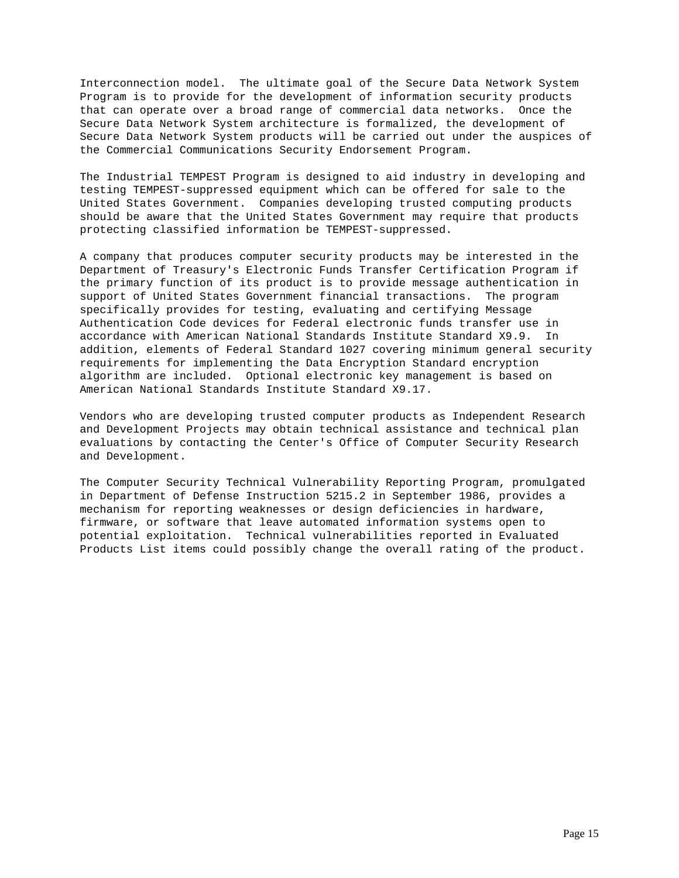Interconnection model. The ultimate goal of the Secure Data Network System Program is to provide for the development of information security products that can operate over a broad range of commercial data networks. Once the Secure Data Network System architecture is formalized, the development of Secure Data Network System products will be carried out under the auspices of the Commercial Communications Security Endorsement Program.

The Industrial TEMPEST Program is designed to aid industry in developing and testing TEMPEST-suppressed equipment which can be offered for sale to the United States Government. Companies developing trusted computing products should be aware that the United States Government may require that products protecting classified information be TEMPEST-suppressed.

A company that produces computer security products may be interested in the Department of Treasury's Electronic Funds Transfer Certification Program if the primary function of its product is to provide message authentication in support of United States Government financial transactions. The program specifically provides for testing, evaluating and certifying Message Authentication Code devices for Federal electronic funds transfer use in accordance with American National Standards Institute Standard X9.9. In addition, elements of Federal Standard 1027 covering minimum general security requirements for implementing the Data Encryption Standard encryption algorithm are included. Optional electronic key management is based on American National Standards Institute Standard X9.17.

Vendors who are developing trusted computer products as Independent Research and Development Projects may obtain technical assistance and technical plan evaluations by contacting the Center's Office of Computer Security Research and Development.

The Computer Security Technical Vulnerability Reporting Program, promulgated in Department of Defense Instruction 5215.2 in September 1986, provides a mechanism for reporting weaknesses or design deficiencies in hardware, firmware, or software that leave automated information systems open to potential exploitation. Technical vulnerabilities reported in Evaluated Products List items could possibly change the overall rating of the product.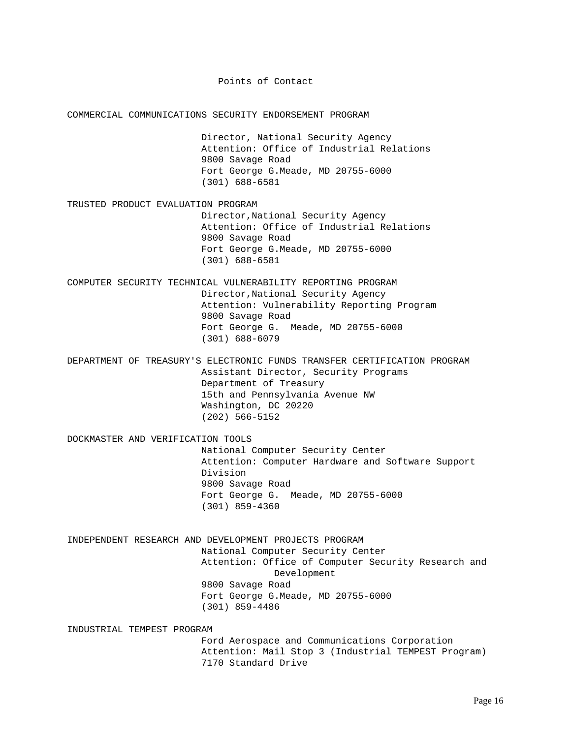## Points of Contact

COMMERCIAL COMMUNICATIONS SECURITY ENDORSEMENT PROGRAM

Director, National Security Agency
Attention: Office of Industrial Relations
9800 Savage Road
Fort George G.Meade, MD 20755-6000
(301) 688-6581

TRUSTED PRODUCT EVALUATION PROGRAM

Director,National Security Agency
Attention: Office of Industrial Relations
9800 Savage Road
Fort George G.Meade, MD 20755-6000
(301) 688-6581

COMPUTER SECURITY TECHNICAL VULNERABILITY REPORTING PROGRAM

Director,National Security Agency
Attention: Vulnerability Reporting Program
9800 Savage Road
Fort George G. Meade, MD 20755-6000
(301) 688-6079

DEPARTMENT OF TREASURY'S ELECTRONIC FUNDS TRANSFER CERTIFICATION PROGRAM

Assistant Director, Security Programs
Department of Treasury
15th and Pennsylvania Avenue NW
Washington, DC 20220
(202) 566-5152

DOCKMASTER AND VERIFICATION TOOLS

National Computer Security Center
Attention: Computer Hardware and Software Support Division
9800 Savage Road
Fort George G. Meade, MD 20755-6000
(301) 859-4360

INDEPENDENT RESEARCH AND DEVELOPMENT PROJECTS PROGRAM

National Computer Security Center
Attention: Office of Computer Security Research and Development
9800 Savage Road
Fort George G.Meade, MD 20755-6000
(301) 859-4486

INDUSTRIAL TEMPEST PROGRAM

Ford Aerospace and Communications Corporation
Attention: Mail Stop 3 (Industrial TEMPEST Program)
7170 Standard Drive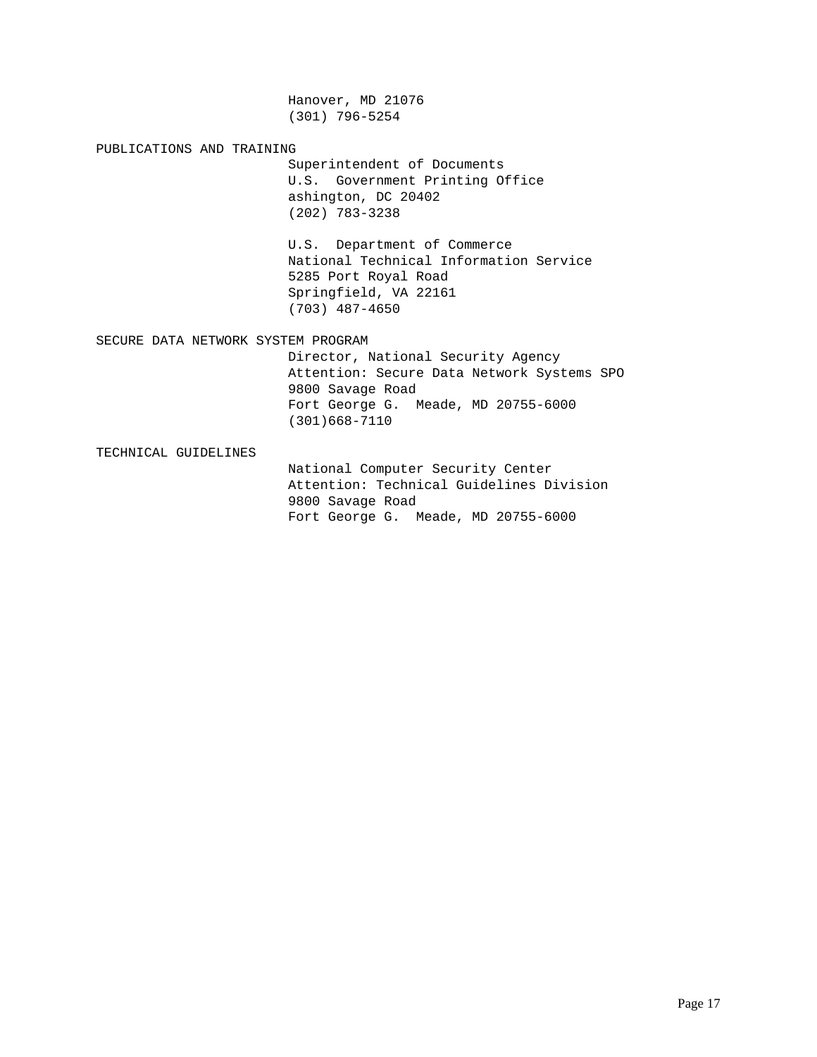Hanover, MD 21076
(301) 796-5254

PUBLICATIONS AND TRAINING

Superintendent of Documents
U.S. Government Printing Office
ashington, DC 20402
(202) 783-3238

U.S. Department of Commerce
National Technical Information Service
5285 Port Royal Road
Springfield, VA 22161
(703) 487-4650

SECURE DATA NETWORK SYSTEM PROGRAM

Director, National Security Agency
Attention: Secure Data Network Systems SPO
9800 Savage Road
Fort George G. Meade, MD 20755-6000
(301)668-7110

TECHNICAL GUIDELINES

National Computer Security Center
Attention: Technical Guidelines Division
9800 Savage Road
Fort George G. Meade, MD 20755-6000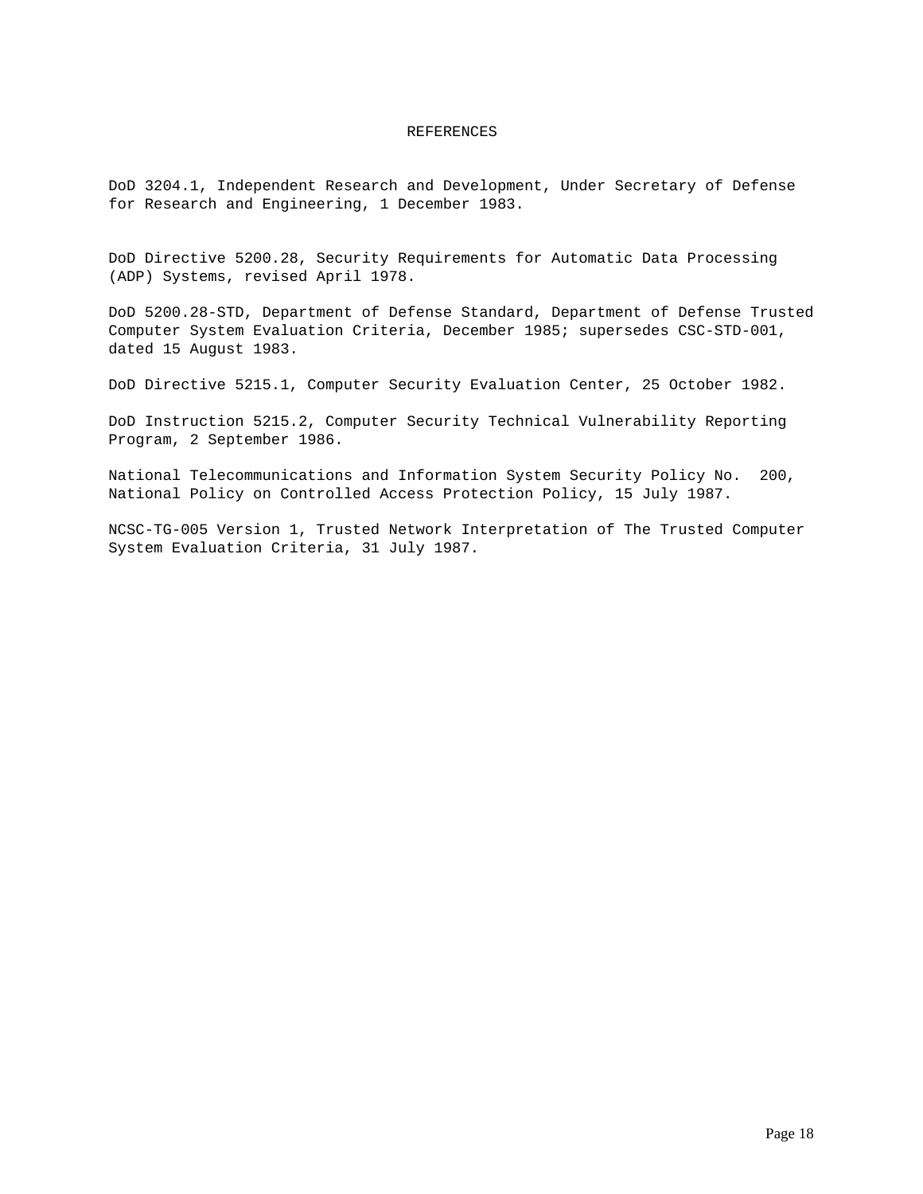# REFERENCES

DoD 3204.1, Independent Research and Development, Under Secretary of Defense for Research and Engineering, 1 December 1983.

DoD Directive 5200.28, Security Requirements for Automatic Data Processing (ADP) Systems, revised April 1978.

DoD 5200.28-STD, Department of Defense Standard, Department of Defense Trusted Computer System Evaluation Criteria, December 1985; supersedes CSC-STD-001, dated 15 August 1983.

DoD Directive 5215.1, Computer Security Evaluation Center, 25 October 1982.

DoD Instruction 5215.2, Computer Security Technical Vulnerability Reporting Program, 2 September 1986.

National Telecommunications and Information System Security Policy No. 200, National Policy on Controlled Access Protection Policy, 15 July 1987.

NCSC-TG-005 Version 1, Trusted Network Interpretation of The Trusted Computer System Evaluation Criteria, 31 July 1987.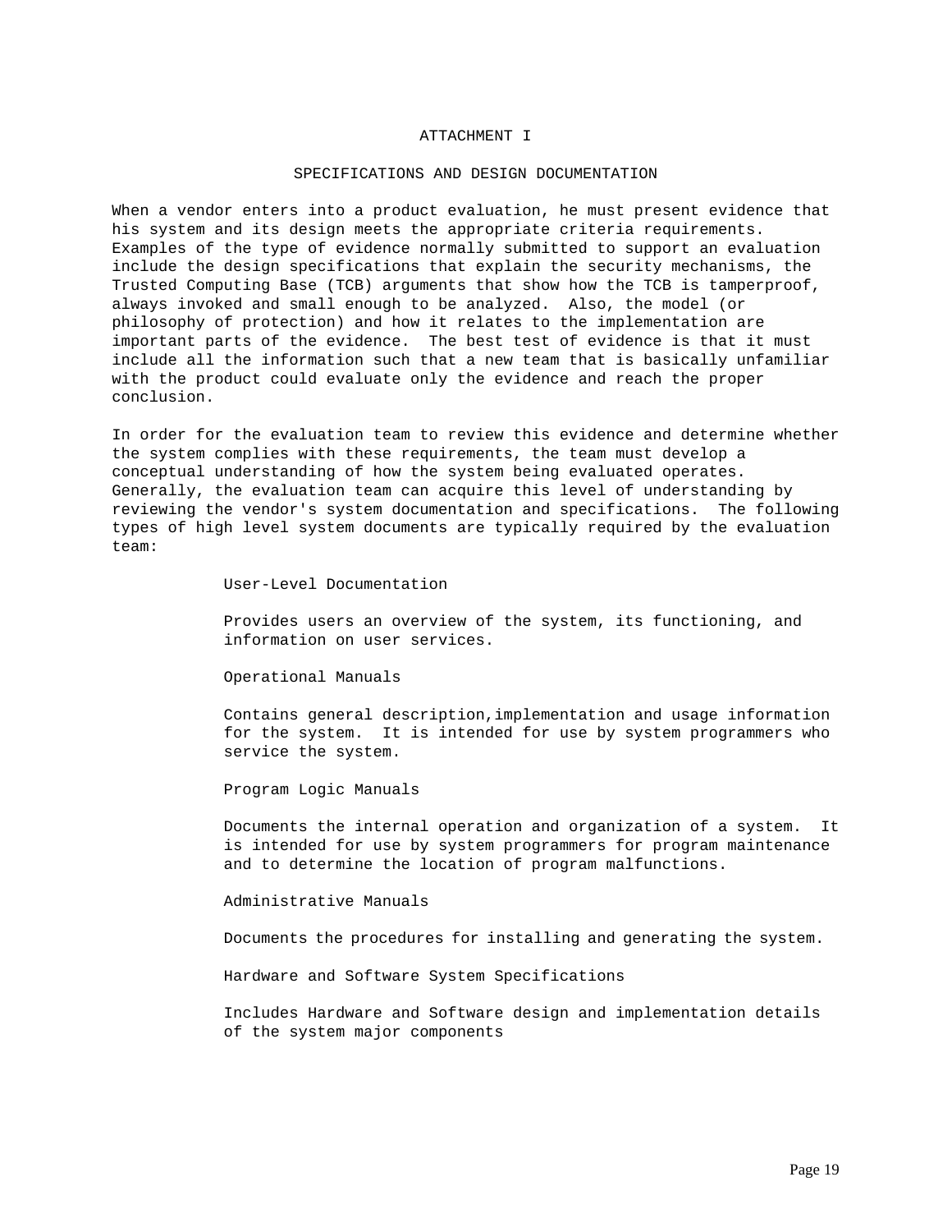# ATTACHMENT I

## SPECIFICATIONS AND DESIGN DOCUMENTATION

When a vendor enters into a product evaluation, he must present evidence that his system and its design meets the appropriate criteria requirements. Examples of the type of evidence normally submitted to support an evaluation include the design specifications that explain the security mechanisms, the Trusted Computing Base (TCB) arguments that show how the TCB is tamperproof, always invoked and small enough to be analyzed. Also, the model (or philosophy of protection) and how it relates to the implementation are important parts of the evidence. The best test of evidence is that it must include all the information such that a new team that is basically unfamiliar with the product could evaluate only the evidence and reach the proper conclusion.

In order for the evaluation team to review this evidence and determine whether the system complies with these requirements, the team must develop a conceptual understanding of how the system being evaluated operates. Generally, the evaluation team can acquire this level of understanding by reviewing the vendor's system documentation and specifications. The following types of high level system documents are typically required by the evaluation team:

User-Level Documentation

Provides users an overview of the system, its functioning, and information on user services.

Operational Manuals

Contains general description,implementation and usage information for the system. It is intended for use by system programmers who service the system.

Program Logic Manuals

Documents the internal operation and organization of a system. It is intended for use by system programmers for program maintenance and to determine the location of program malfunctions.

Administrative Manuals

Documents the procedures for installing and generating the system.

Hardware and Software System Specifications

Includes Hardware and Software design and implementation details of the system major components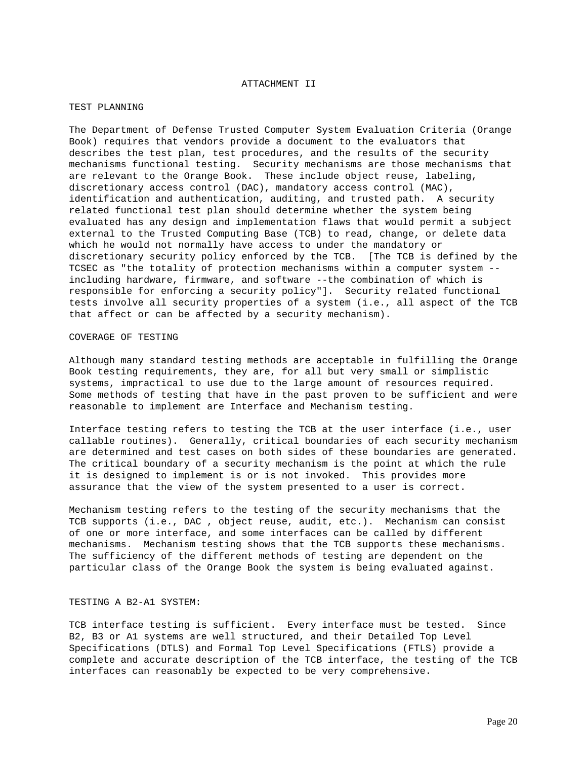# ATTACHMENT II

## TEST PLANNING

The Department of Defense Trusted Computer System Evaluation Criteria (Orange Book) requires that vendors provide a document to the evaluators that describes the test plan, test procedures, and the results of the security mechanisms functional testing. Security mechanisms are those mechanisms that are relevant to the Orange Book. These include object reuse, labeling, discretionary access control (DAC), mandatory access control (MAC), identification and authentication, auditing, and trusted path. A security related functional test plan should determine whether the system being evaluated has any design and implementation flaws that would permit a subject external to the Trusted Computing Base (TCB) to read, change, or delete data which he would not normally have access to under the mandatory or discretionary security policy enforced by the TCB. [The TCB is defined by the TCSEC as "the totality of protection mechanisms within a computer system -- including hardware, firmware, and software --the combination of which is responsible for enforcing a security policy"]. Security related functional tests involve all security properties of a system (i.e., all aspect of the TCB that affect or can be affected by a security mechanism).

## COVERAGE OF TESTING

Although many standard testing methods are acceptable in fulfilling the Orange Book testing requirements, they are, for all but very small or simplistic systems, impractical to use due to the large amount of resources required. Some methods of testing that have in the past proven to be sufficient and were reasonable to implement are Interface and Mechanism testing.

Interface testing refers to testing the TCB at the user interface (i.e., user callable routines). Generally, critical boundaries of each security mechanism are determined and test cases on both sides of these boundaries are generated. The critical boundary of a security mechanism is the point at which the rule it is designed to implement is or is not invoked. This provides more assurance that the view of the system presented to a user is correct.

Mechanism testing refers to the testing of the security mechanisms that the TCB supports (i.e., DAC , object reuse, audit, etc.). Mechanism can consist of one or more interface, and some interfaces can be called by different mechanisms. Mechanism testing shows that the TCB supports these mechanisms. The sufficiency of the different methods of testing are dependent on the particular class of the Orange Book the system is being evaluated against.

## TESTING A B2-A1 SYSTEM:

TCB interface testing is sufficient. Every interface must be tested. Since B2, B3 or A1 systems are well structured, and their Detailed Top Level Specifications (DTLS) and Formal Top Level Specifications (FTLS) provide a complete and accurate description of the TCB interface, the testing of the TCB interfaces can reasonably be expected to be very comprehensive.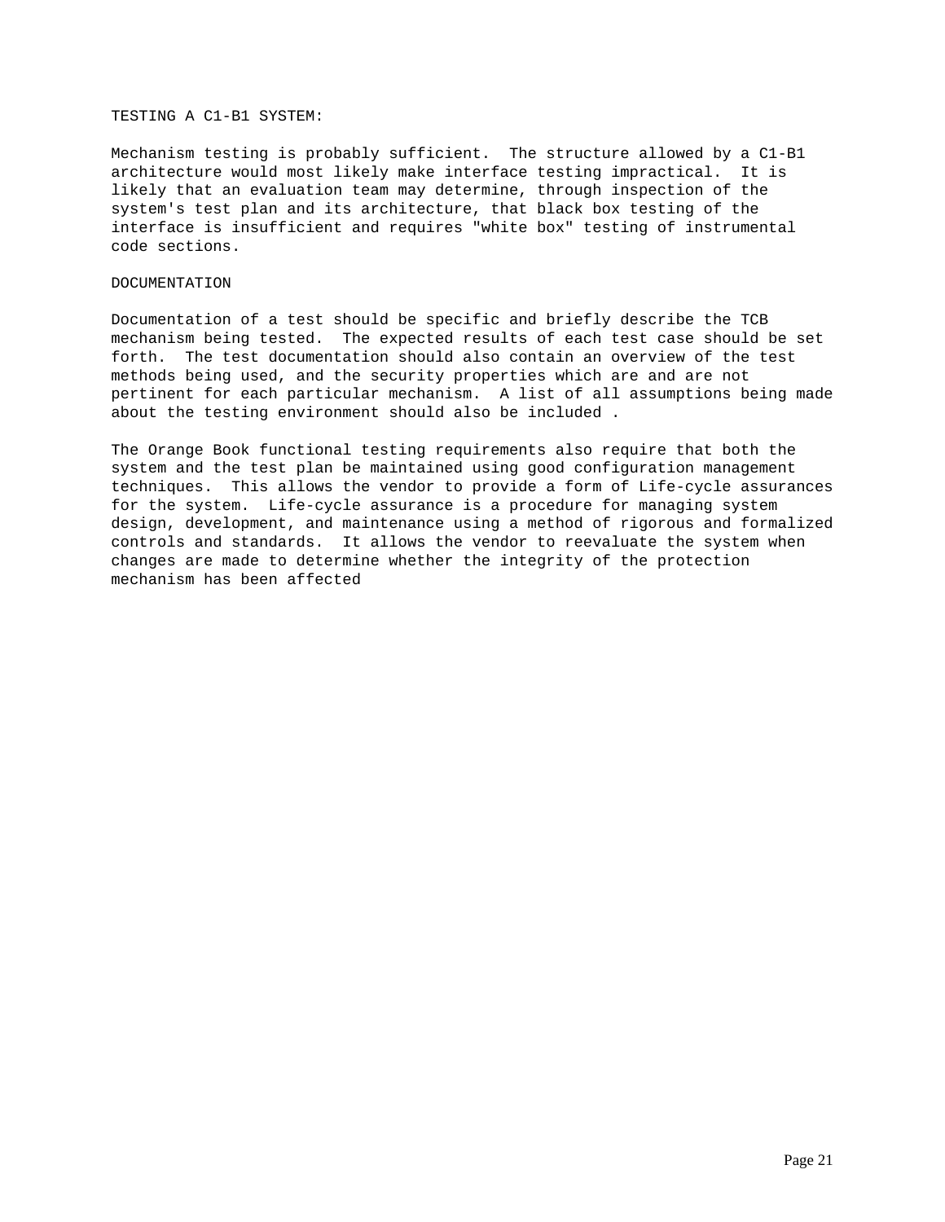## TESTING A C1-B1 SYSTEM:

Mechanism testing is probably sufficient. The structure allowed by a C1-B1 architecture would most likely make interface testing impractical. It is likely that an evaluation team may determine, through inspection of the system's test plan and its architecture, that black box testing of the interface is insufficient and requires "white box" testing of instrumental code sections.

## DOCUMENTATION

Documentation of a test should be specific and briefly describe the TCB mechanism being tested. The expected results of each test case should be set forth. The test documentation should also contain an overview of the test methods being used, and the security properties which are and are not pertinent for each particular mechanism. A list of all assumptions being made about the testing environment should also be included .

The Orange Book functional testing requirements also require that both the system and the test plan be maintained using good configuration management techniques. This allows the vendor to provide a form of Life-cycle assurances for the system. Life-cycle assurance is a procedure for managing system design, development, and maintenance using a method of rigorous and formalized controls and standards. It allows the vendor to reevaluate the system when changes are made to determine whether the integrity of the protection mechanism has been affected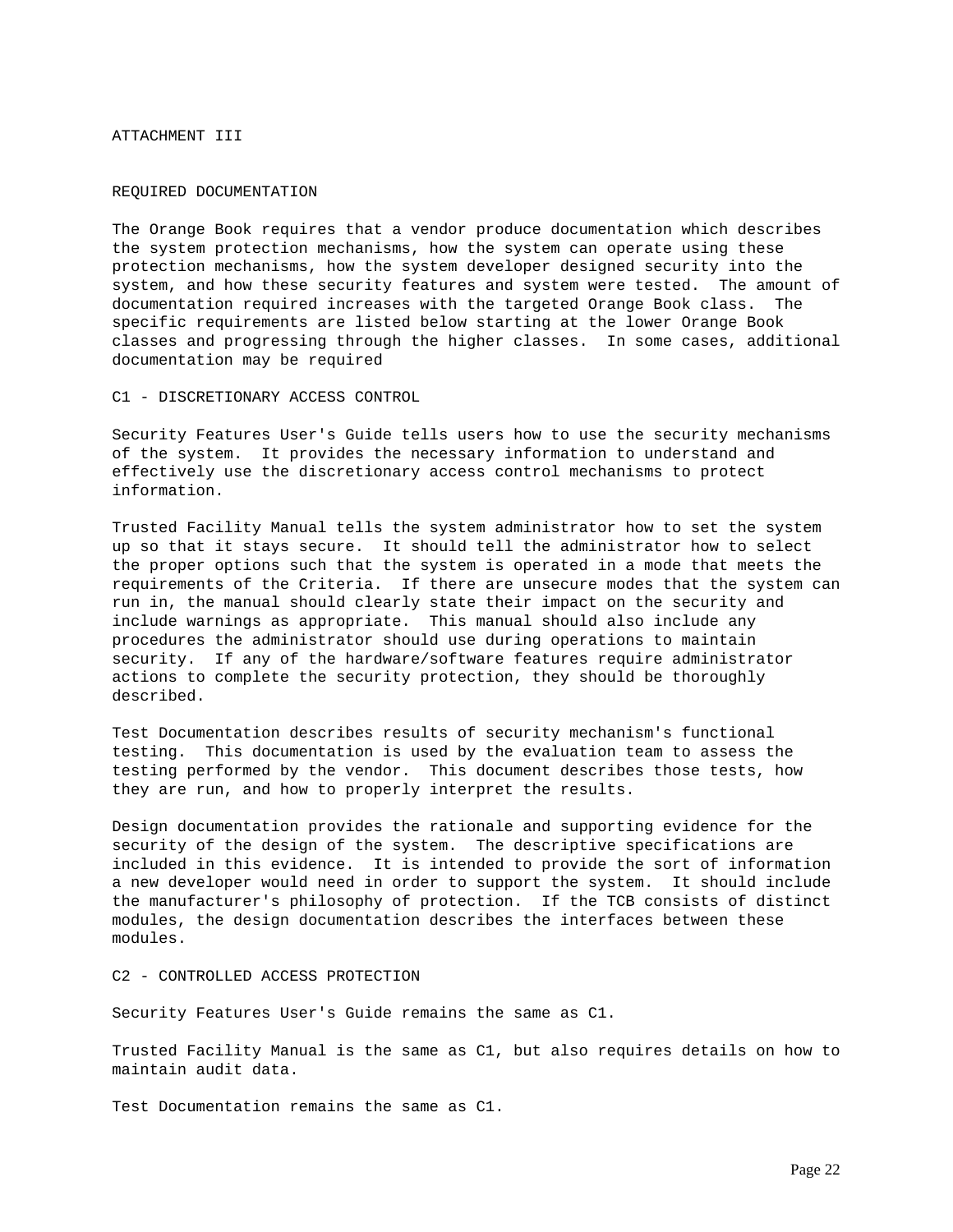# ATTACHMENT III

## REQUIRED DOCUMENTATION

The Orange Book requires that a vendor produce documentation which describes the system protection mechanisms, how the system can operate using these protection mechanisms, how the system developer designed security into the system, and how these security features and system were tested. The amount of documentation required increases with the targeted Orange Book class. The specific requirements are listed below starting at the lower Orange Book classes and progressing through the higher classes. In some cases, additional documentation may be required

### C1 - DISCRETIONARY ACCESS CONTROL

Security Features User's Guide tells users how to use the security mechanisms of the system. It provides the necessary information to understand and effectively use the discretionary access control mechanisms to protect information.

Trusted Facility Manual tells the system administrator how to set the system up so that it stays secure. It should tell the administrator how to select the proper options such that the system is operated in a mode that meets the requirements of the Criteria. If there are unsecure modes that the system can run in, the manual should clearly state their impact on the security and include warnings as appropriate. This manual should also include any procedures the administrator should use during operations to maintain security. If any of the hardware/software features require administrator actions to complete the security protection, they should be thoroughly described.

Test Documentation describes results of security mechanism's functional testing. This documentation is used by the evaluation team to assess the testing performed by the vendor. This document describes those tests, how they are run, and how to properly interpret the results.

Design documentation provides the rationale and supporting evidence for the security of the design of the system. The descriptive specifications are included in this evidence. It is intended to provide the sort of information a new developer would need in order to support the system. It should include the manufacturer's philosophy of protection. If the TCB consists of distinct modules, the design documentation describes the interfaces between these modules.

### C2 - CONTROLLED ACCESS PROTECTION

Security Features User's Guide remains the same as C1.

Trusted Facility Manual is the same as C1, but also requires details on how to maintain audit data.

Test Documentation remains the same as C1.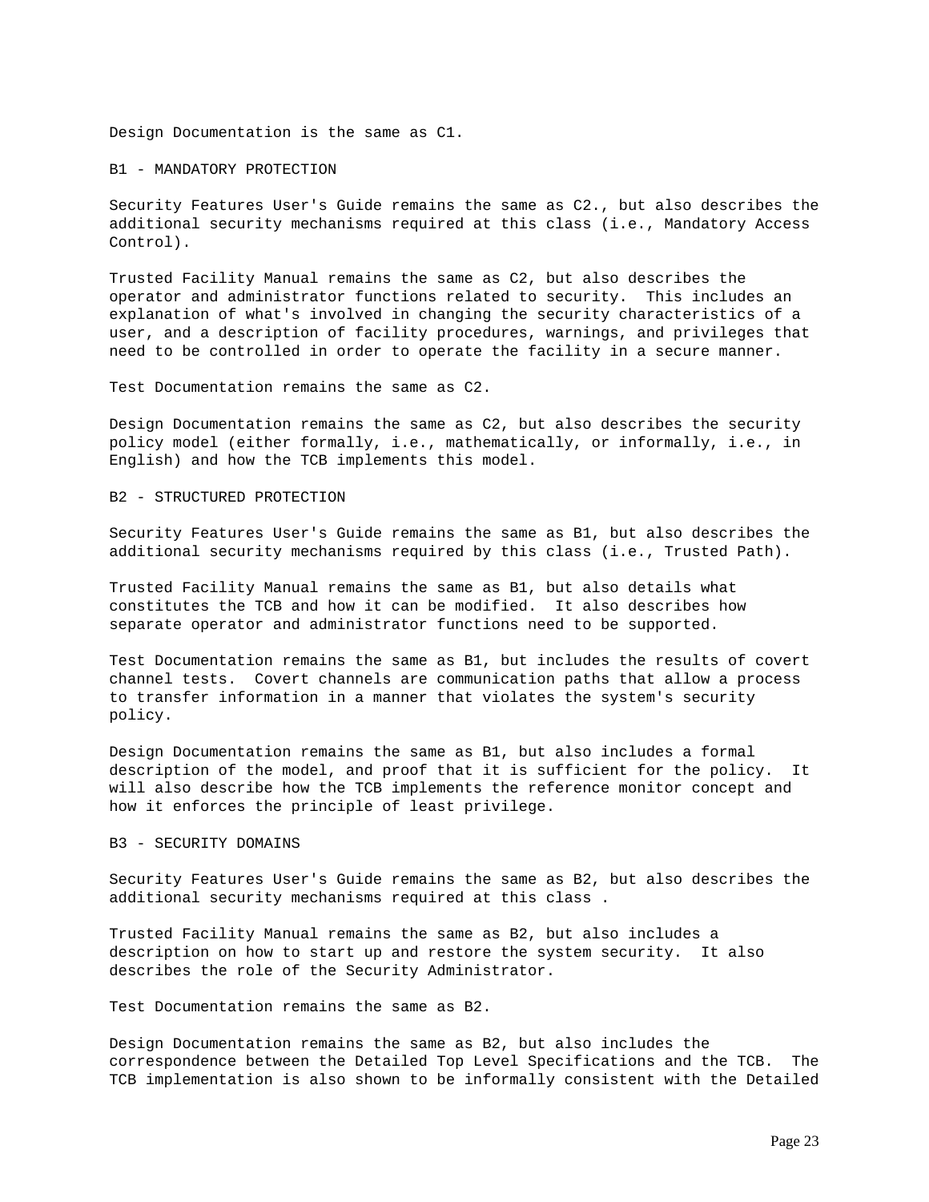Design Documentation is the same as C1.

## B1 - MANDATORY PROTECTION

Security Features User's Guide remains the same as C2., but also describes the additional security mechanisms required at this class (i.e., Mandatory Access Control).

Trusted Facility Manual remains the same as C2, but also describes the operator and administrator functions related to security. This includes an explanation of what's involved in changing the security characteristics of a user, and a description of facility procedures, warnings, and privileges that need to be controlled in order to operate the facility in a secure manner.

Test Documentation remains the same as C2.

Design Documentation remains the same as C2, but also describes the security policy model (either formally, i.e., mathematically, or informally, i.e., in English) and how the TCB implements this model.

## B2 - STRUCTURED PROTECTION

Security Features User's Guide remains the same as B1, but also describes the additional security mechanisms required by this class (i.e., Trusted Path).

Trusted Facility Manual remains the same as B1, but also details what constitutes the TCB and how it can be modified. It also describes how separate operator and administrator functions need to be supported.

Test Documentation remains the same as B1, but includes the results of covert channel tests. Covert channels are communication paths that allow a process to transfer information in a manner that violates the system's security policy.

Design Documentation remains the same as B1, but also includes a formal description of the model, and proof that it is sufficient for the policy. It will also describe how the TCB implements the reference monitor concept and how it enforces the principle of least privilege.

## B3 - SECURITY DOMAINS

Security Features User's Guide remains the same as B2, but also describes the additional security mechanisms required at this class .

Trusted Facility Manual remains the same as B2, but also includes a description on how to start up and restore the system security. It also describes the role of the Security Administrator.

Test Documentation remains the same as B2.

Design Documentation remains the same as B2, but also includes the correspondence between the Detailed Top Level Specifications and the TCB. The TCB implementation is also shown to be informally consistent with the Detailed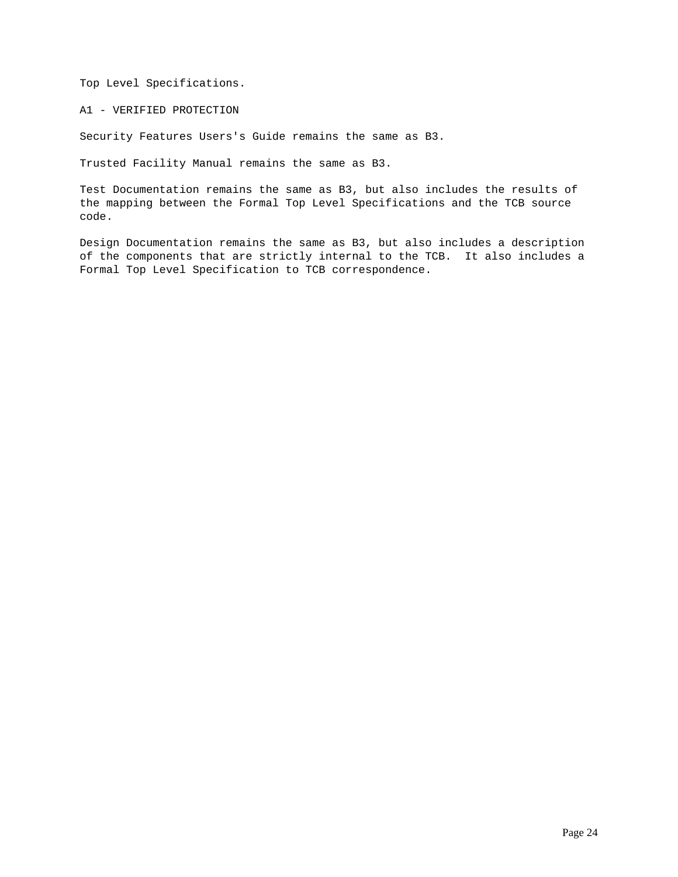Top Level Specifications.

A1 - VERIFIED PROTECTION

Security Features Users's Guide remains the same as B3.

Trusted Facility Manual remains the same as B3.

Test Documentation remains the same as B3, but also includes the results of the mapping between the Formal Top Level Specifications and the TCB source code.

Design Documentation remains the same as B3, but also includes a description of the components that are strictly internal to the TCB.  It also includes a Formal Top Level Specification to TCB correspondence.